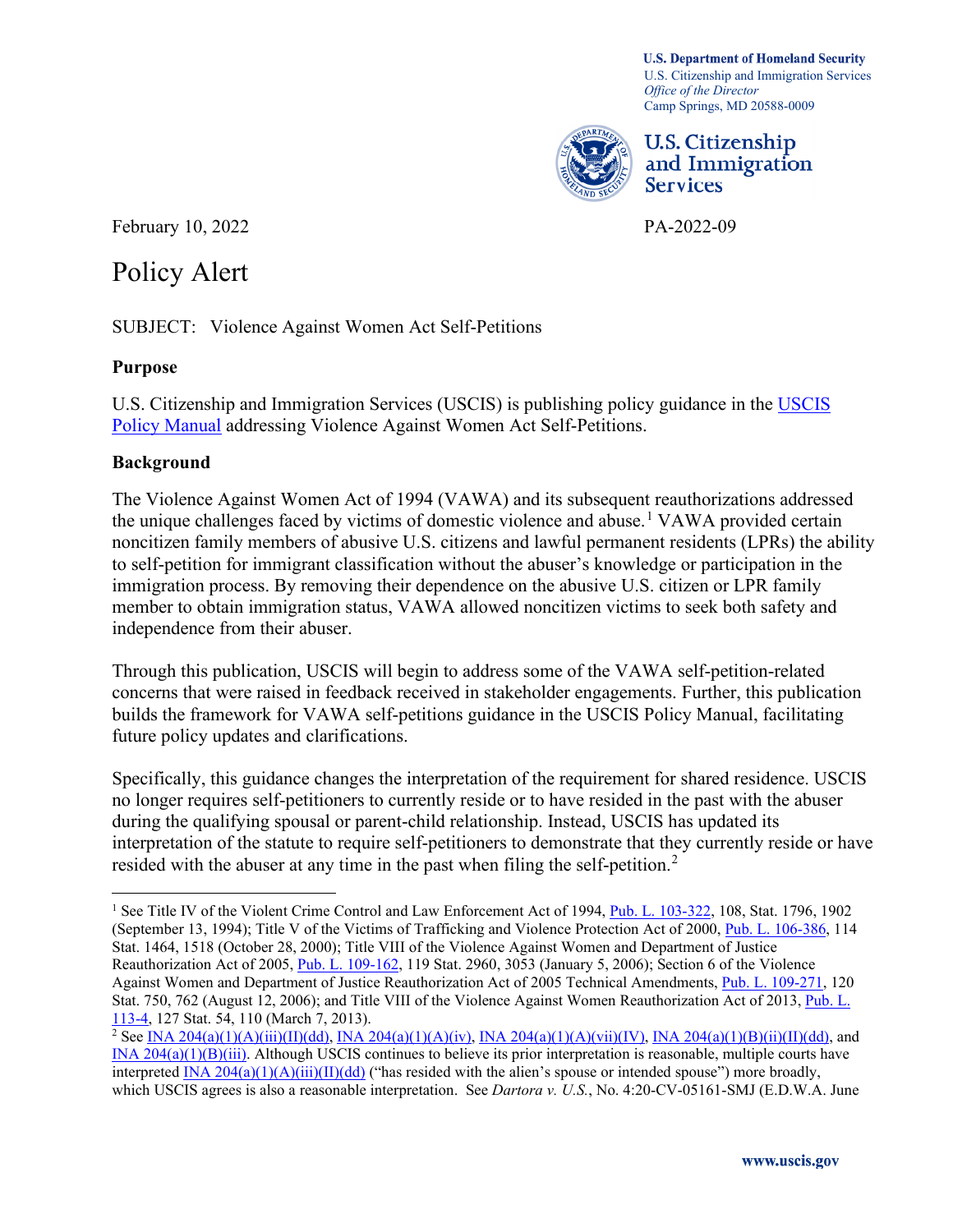**U.S. Department of Homeland Security**
U.S. Citizenship and Immigration Services
*Office of the Director*
Camp Springs, MD 20588-0009

**U.S. Citizenship and Immigration Services**

February 10, 2022

PA-2022-09

# Policy Alert

SUBJECT: Violence Against Women Act Self-Petitions

## Purpose

U.S. Citizenship and Immigration Services (USCIS) is publishing policy guidance in the USCIS Policy Manual addressing Violence Against Women Act Self-Petitions.

## Background

The Violence Against Women Act of 1994 (VAWA) and its subsequent reauthorizations addressed the unique challenges faced by victims of domestic violence and abuse.[1] VAWA provided certain noncitizen family members of abusive U.S. citizens and lawful permanent residents (LPRs) the ability to self-petition for immigrant classification without the abuser's knowledge or participation in the immigration process. By removing their dependence on the abusive U.S. citizen or LPR family member to obtain immigration status, VAWA allowed noncitizen victims to seek both safety and independence from their abuser.

Through this publication, USCIS will begin to address some of the VAWA self-petition-related concerns that were raised in feedback received in stakeholder engagements. Further, this publication builds the framework for VAWA self-petitions guidance in the USCIS Policy Manual, facilitating future policy updates and clarifications.

Specifically, this guidance changes the interpretation of the requirement for shared residence. USCIS no longer requires self-petitioners to currently reside or to have resided in the past with the abuser during the qualifying spousal or parent-child relationship. Instead, USCIS has updated its interpretation of the statute to require self-petitioners to demonstrate that they currently reside or have resided with the abuser at any time in the past when filing the self-petition.[2]

---

[1] See Title IV of the Violent Crime Control and Law Enforcement Act of 1994, Pub. L. 103-322, 108, Stat. 1796, 1902 (September 13, 1994); Title V of the Victims of Trafficking and Violence Protection Act of 2000, Pub. L. 106-386, 114 Stat. 1464, 1518 (October 28, 2000); Title VIII of the Violence Against Women and Department of Justice Reauthorization Act of 2005, Pub. L. 109-162, 119 Stat. 2960, 3053 (January 5, 2006); Section 6 of the Violence Against Women and Department of Justice Reauthorization Act of 2005 Technical Amendments, Pub. L. 109-271, 120 Stat. 750, 762 (August 12, 2006); and Title VIII of the Violence Against Women Reauthorization Act of 2013, Pub. L. 113-4, 127 Stat. 54, 110 (March 7, 2013).

[2] See INA 204(a)(1)(A)(iii)(II)(dd), INA 204(a)(1)(A)(iv), INA 204(a)(1)(A)(vii)(IV), INA 204(a)(1)(B)(ii)(II)(dd), and INA 204(a)(1)(B)(iii). Although USCIS continues to believe its prior interpretation is reasonable, multiple courts have interpreted INA 204(a)(1)(A)(iii)(II)(dd) ("has resided with the alien's spouse or intended spouse") more broadly, which USCIS agrees is also a reasonable interpretation. See *Dartora v. U.S.*, No. 4:20-CV-05161-SMJ (E.D.W.A. June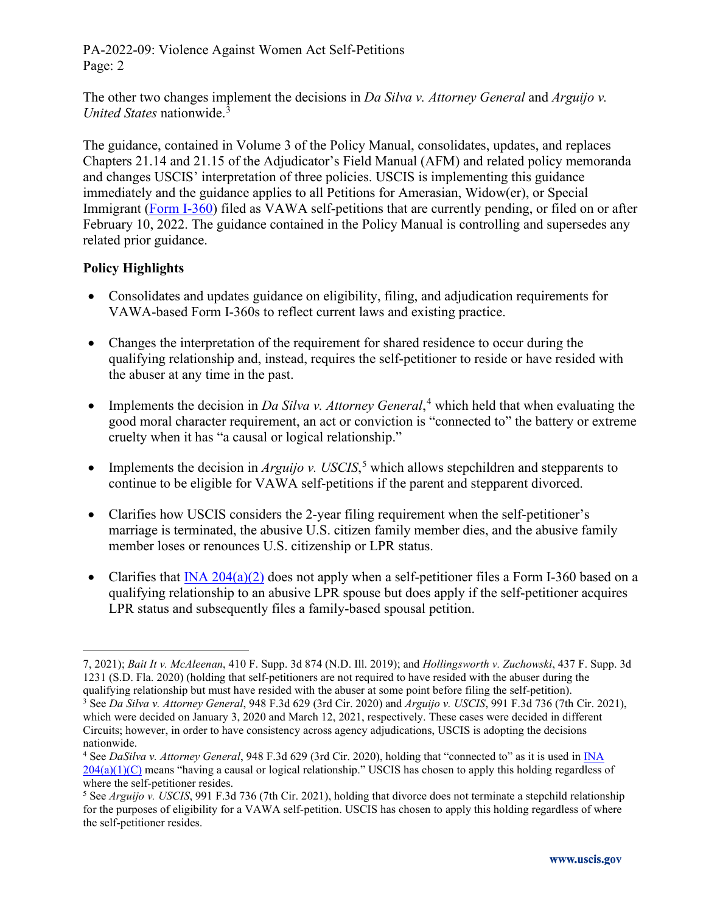The other two changes implement the decisions in *Da Silva v. Attorney General* and *Arguijo v. United States* nationwide.[3]

The guidance, contained in Volume 3 of the Policy Manual, consolidates, updates, and replaces Chapters 21.14 and 21.15 of the Adjudicator's Field Manual (AFM) and related policy memoranda and changes USCIS' interpretation of three policies. USCIS is implementing this guidance immediately and the guidance applies to all Petitions for Amerasian, Widow(er), or Special Immigrant (Form I-360) filed as VAWA self-petitions that are currently pending, or filed on or after February 10, 2022. The guidance contained in the Policy Manual is controlling and supersedes any related prior guidance.

**Policy Highlights**

- Consolidates and updates guidance on eligibility, filing, and adjudication requirements for VAWA-based Form I-360s to reflect current laws and existing practice.
- Changes the interpretation of the requirement for shared residence to occur during the qualifying relationship and, instead, requires the self-petitioner to reside or have resided with the abuser at any time in the past.
- Implements the decision in *Da Silva v. Attorney General*,[4] which held that when evaluating the good moral character requirement, an act or conviction is "connected to" the battery or extreme cruelty when it has "a causal or logical relationship."
- Implements the decision in *Arguijo v. USCIS*,[5] which allows stepchildren and stepparents to continue to be eligible for VAWA self-petitions if the parent and stepparent divorced.
- Clarifies how USCIS considers the 2-year filing requirement when the self-petitioner's marriage is terminated, the abusive U.S. citizen family member dies, and the abusive family member loses or renounces U.S. citizenship or LPR status.
- Clarifies that INA 204(a)(2) does not apply when a self-petitioner files a Form I-360 based on a qualifying relationship to an abusive LPR spouse but does apply if the self-petitioner acquires LPR status and subsequently files a family-based spousal petition.

---

7, 2021); *Bait It v. McAleenan*, 410 F. Supp. 3d 874 (N.D. Ill. 2019); and *Hollingsworth v. Zuchowski*, 437 F. Supp. 3d 1231 (S.D. Fla. 2020) (holding that self-petitioners are not required to have resided with the abuser during the qualifying relationship but must have resided with the abuser at some point before filing the self-petition).

[3] See *Da Silva v. Attorney General*, 948 F.3d 629 (3rd Cir. 2020) and *Arguijo v. USCIS*, 991 F.3d 736 (7th Cir. 2021), which were decided on January 3, 2020 and March 12, 2021, respectively. These cases were decided in different Circuits; however, in order to have consistency across agency adjudications, USCIS is adopting the decisions nationwide.

[4] See *DaSilva v. Attorney General*, 948 F.3d 629 (3rd Cir. 2020), holding that "connected to" as it is used in INA 204(a)(1)(C) means "having a causal or logical relationship." USCIS has chosen to apply this holding regardless of where the self-petitioner resides.

[5] See *Arguijo v. USCIS*, 991 F.3d 736 (7th Cir. 2021), holding that divorce does not terminate a stepchild relationship for the purposes of eligibility for a VAWA self-petition. USCIS has chosen to apply this holding regardless of where the self-petitioner resides.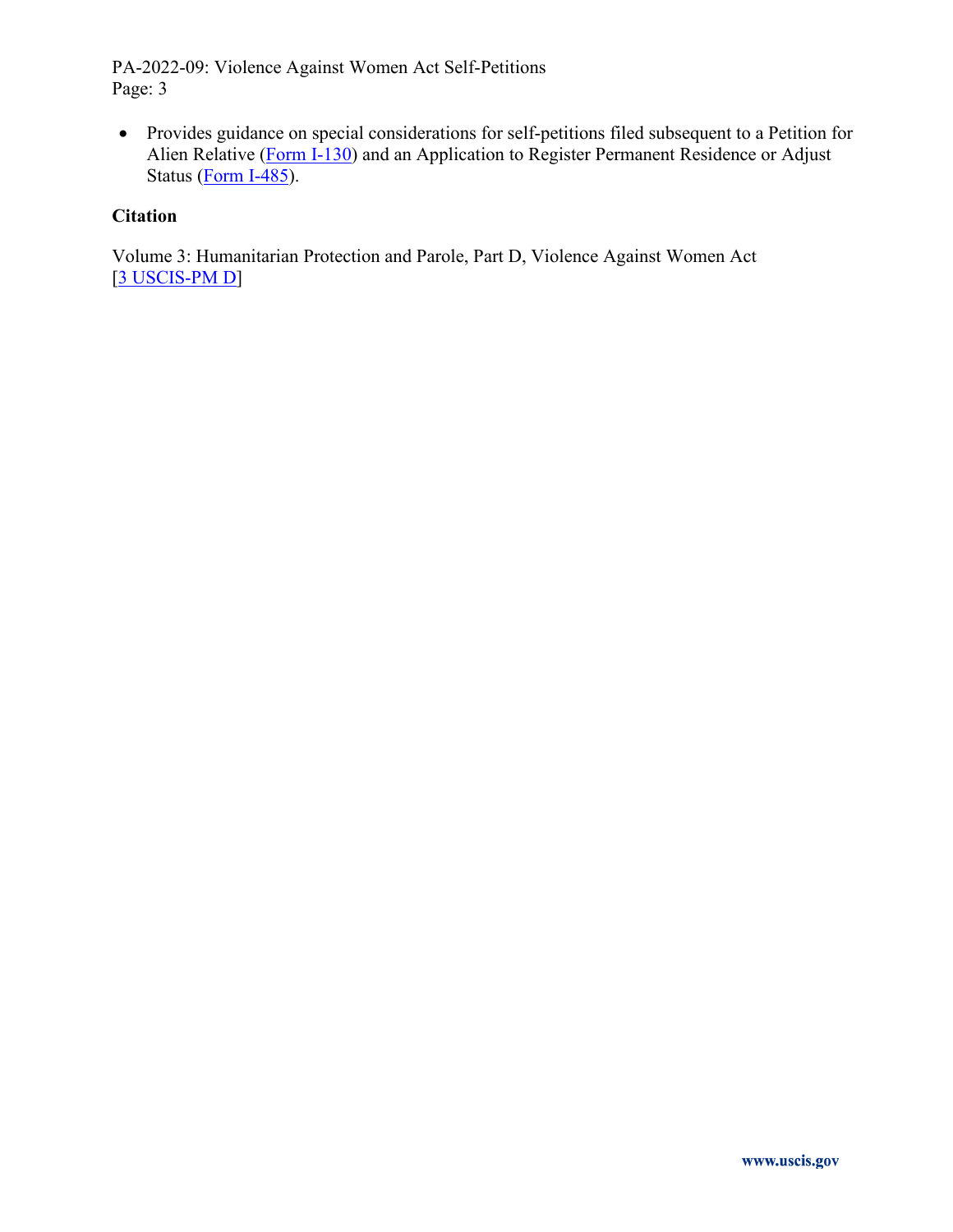- Provides guidance on special considerations for self-petitions filed subsequent to a Petition for Alien Relative (Form I-130) and an Application to Register Permanent Residence or Adjust Status (Form I-485).

**Citation**

Volume 3: Humanitarian Protection and Parole, Part D, Violence Against Women Act [3 USCIS-PM D]